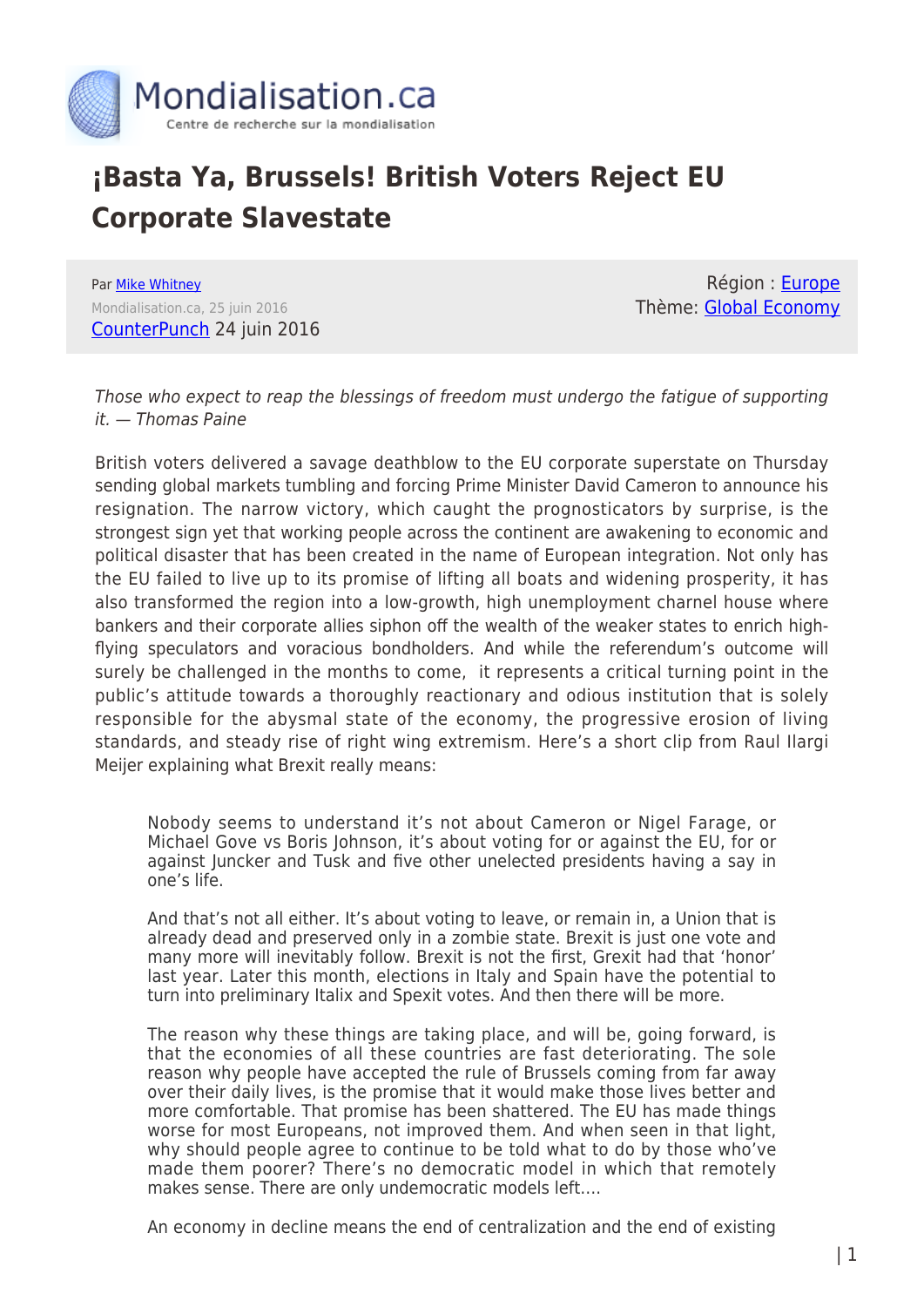# ¡Basta Ya, Brussels! British Voters Reject EU Corporate Slavestate

Par Mike Whitney
Mondialisation.ca, 25 juin 2016
CounterPunch 24 juin 2016

Région : Europe
Thème: Global Economy

*Those who expect to reap the blessings of freedom must undergo the fatigue of supporting it. — Thomas Paine*

British voters delivered a savage deathblow to the EU corporate superstate on Thursday sending global markets tumbling and forcing Prime Minister David Cameron to announce his resignation. The narrow victory, which caught the prognosticators by surprise, is the strongest sign yet that working people across the continent are awakening to economic and political disaster that has been created in the name of European integration. Not only has the EU failed to live up to its promise of lifting all boats and widening prosperity, it has also transformed the region into a low-growth, high unemployment charnel house where bankers and their corporate allies siphon off the wealth of the weaker states to enrich high-flying speculators and voracious bondholders. And while the referendum's outcome will surely be challenged in the months to come, it represents a critical turning point in the public's attitude towards a thoroughly reactionary and odious institution that is solely responsible for the abysmal state of the economy, the progressive erosion of living standards, and steady rise of right wing extremism. Here's a short clip from Raul Ilargi Meijer explaining what Brexit really means:

> Nobody seems to understand it's not about Cameron or Nigel Farage, or Michael Gove vs Boris Johnson, it's about voting for or against the EU, for or against Juncker and Tusk and five other unelected presidents having a say in one's life.
>
> And that's not all either. It's about voting to leave, or remain in, a Union that is already dead and preserved only in a zombie state. Brexit is just one vote and many more will inevitably follow. Brexit is not the first, Grexit had that 'honor' last year. Later this month, elections in Italy and Spain have the potential to turn into preliminary Italix and Spexit votes. And then there will be more.
>
> The reason why these things are taking place, and will be, going forward, is that the economies of all these countries are fast deteriorating. The sole reason why people have accepted the rule of Brussels coming from far away over their daily lives, is the promise that it would make those lives better and more comfortable. That promise has been shattered. The EU has made things worse for most Europeans, not improved them. And when seen in that light, why should people agree to continue to be told what to do by those who've made them poorer? There's no democratic model in which that remotely makes sense. There are only undemocratic models left….
>
> An economy in decline means the end of centralization and the end of existing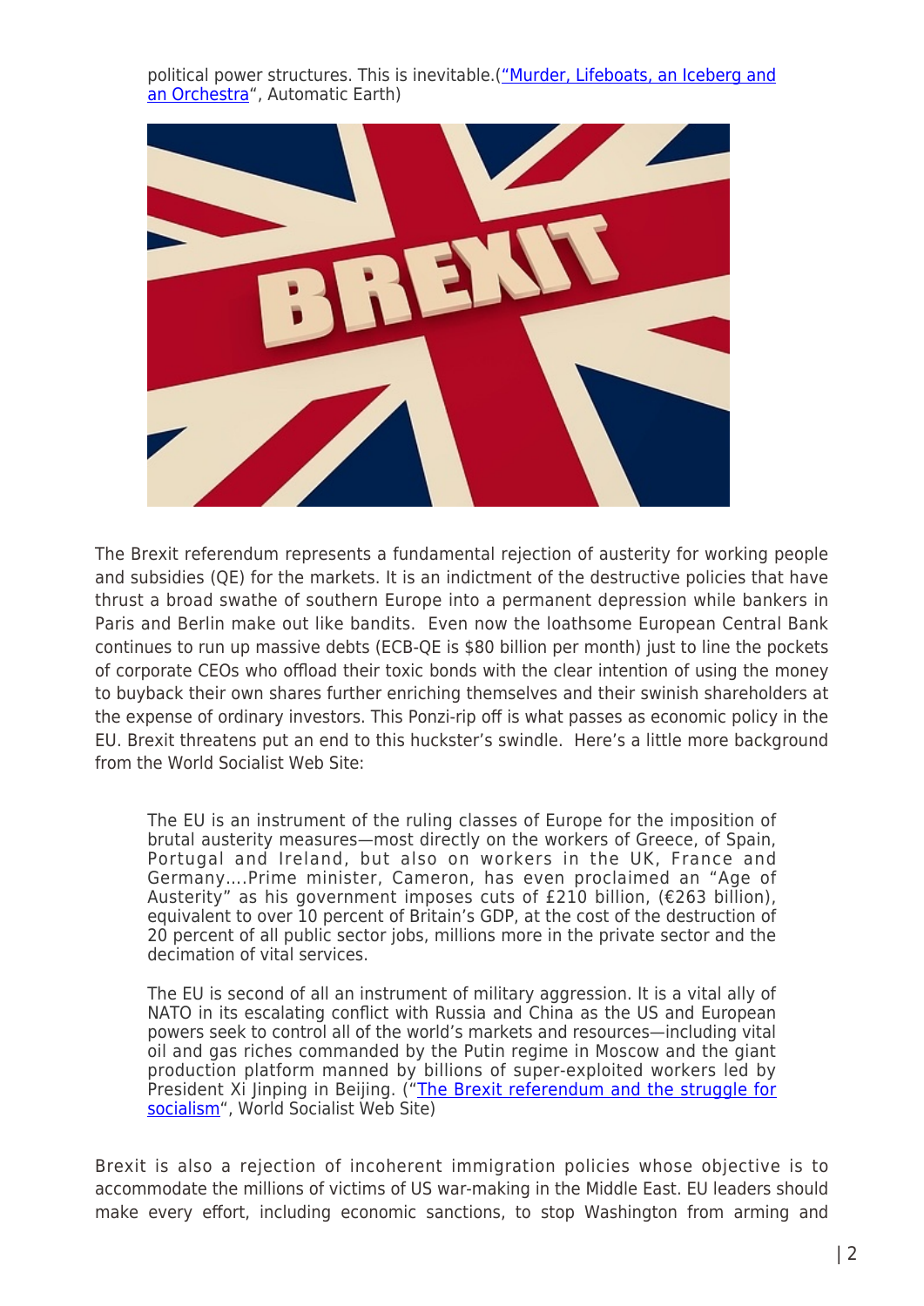political power structures. This is inevitable.([“Murder, Lifeboats, an Iceberg and an Orchestra](#)“, Automatic Earth)

The Brexit referendum represents a fundamental rejection of austerity for working people and subsidies (QE) for the markets. It is an indictment of the destructive policies that have thrust a broad swathe of southern Europe into a permanent depression while bankers in Paris and Berlin make out like bandits. Even now the loathsome European Central Bank continues to run up massive debts (ECB-QE is $80 billion per month) just to line the pockets of corporate CEOs who offload their toxic bonds with the clear intention of using the money to buyback their own shares further enriching themselves and their swinish shareholders at the expense of ordinary investors. This Ponzi-rip off is what passes as economic policy in the EU. Brexit threatens put an end to this huckster’s swindle. Here’s a little more background from the World Socialist Web Site:

> The EU is an instrument of the ruling classes of Europe for the imposition of brutal austerity measures—most directly on the workers of Greece, of Spain, Portugal and Ireland, but also on workers in the UK, France and Germany….Prime minister, Cameron, has even proclaimed an “Age of Austerity” as his government imposes cuts of £210 billion, (€263 billion), equivalent to over 10 percent of Britain’s GDP, at the cost of the destruction of 20 percent of all public sector jobs, millions more in the private sector and the decimation of vital services.
>
> The EU is second of all an instrument of military aggression. It is a vital ally of NATO in its escalating conflict with Russia and China as the US and European powers seek to control all of the world’s markets and resources—including vital oil and gas riches commanded by the Putin regime in Moscow and the giant production platform manned by billions of super-exploited workers led by President Xi Jinping in Beijing. (“[The Brexit referendum and the struggle for socialism](#)“, World Socialist Web Site)

Brexit is also a rejection of incoherent immigration policies whose objective is to accommodate the millions of victims of US war-making in the Middle East. EU leaders should make every effort, including economic sanctions, to stop Washington from arming and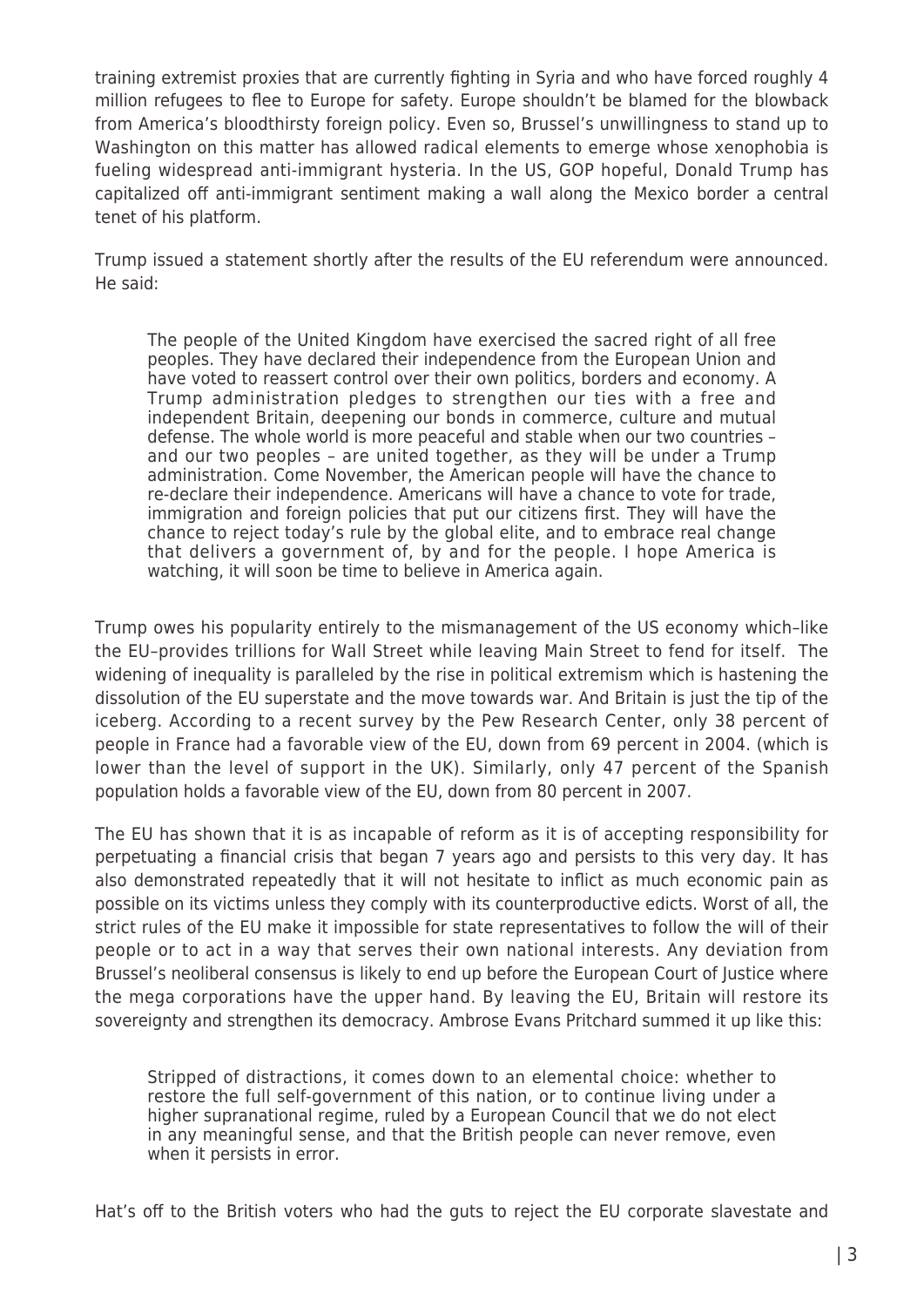training extremist proxies that are currently fighting in Syria and who have forced roughly 4 million refugees to flee to Europe for safety. Europe shouldn't be blamed for the blowback from America's bloodthirsty foreign policy. Even so, Brussel's unwillingness to stand up to Washington on this matter has allowed radical elements to emerge whose xenophobia is fueling widespread anti-immigrant hysteria. In the US, GOP hopeful, Donald Trump has capitalized off anti-immigrant sentiment making a wall along the Mexico border a central tenet of his platform.

Trump issued a statement shortly after the results of the EU referendum were announced. He said:

> The people of the United Kingdom have exercised the sacred right of all free peoples. They have declared their independence from the European Union and have voted to reassert control over their own politics, borders and economy. A Trump administration pledges to strengthen our ties with a free and independent Britain, deepening our bonds in commerce, culture and mutual defense. The whole world is more peaceful and stable when our two countries – and our two peoples – are united together, as they will be under a Trump administration. Come November, the American people will have the chance to re-declare their independence. Americans will have a chance to vote for trade, immigration and foreign policies that put our citizens first. They will have the chance to reject today's rule by the global elite, and to embrace real change that delivers a government of, by and for the people. I hope America is watching, it will soon be time to believe in America again.

Trump owes his popularity entirely to the mismanagement of the US economy which–like the EU–provides trillions for Wall Street while leaving Main Street to fend for itself. The widening of inequality is paralleled by the rise in political extremism which is hastening the dissolution of the EU superstate and the move towards war. And Britain is just the tip of the iceberg. According to a recent survey by the Pew Research Center, only 38 percent of people in France had a favorable view of the EU, down from 69 percent in 2004. (which is lower than the level of support in the UK). Similarly, only 47 percent of the Spanish population holds a favorable view of the EU, down from 80 percent in 2007.

The EU has shown that it is as incapable of reform as it is of accepting responsibility for perpetuating a financial crisis that began 7 years ago and persists to this very day. It has also demonstrated repeatedly that it will not hesitate to inflict as much economic pain as possible on its victims unless they comply with its counterproductive edicts. Worst of all, the strict rules of the EU make it impossible for state representatives to follow the will of their people or to act in a way that serves their own national interests. Any deviation from Brussel's neoliberal consensus is likely to end up before the European Court of Justice where the mega corporations have the upper hand. By leaving the EU, Britain will restore its sovereignty and strengthen its democracy. Ambrose Evans Pritchard summed it up like this:

> Stripped of distractions, it comes down to an elemental choice: whether to restore the full self-government of this nation, or to continue living under a higher supranational regime, ruled by a European Council that we do not elect in any meaningful sense, and that the British people can never remove, even when it persists in error.

Hat's off to the British voters who had the guts to reject the EU corporate slavestate and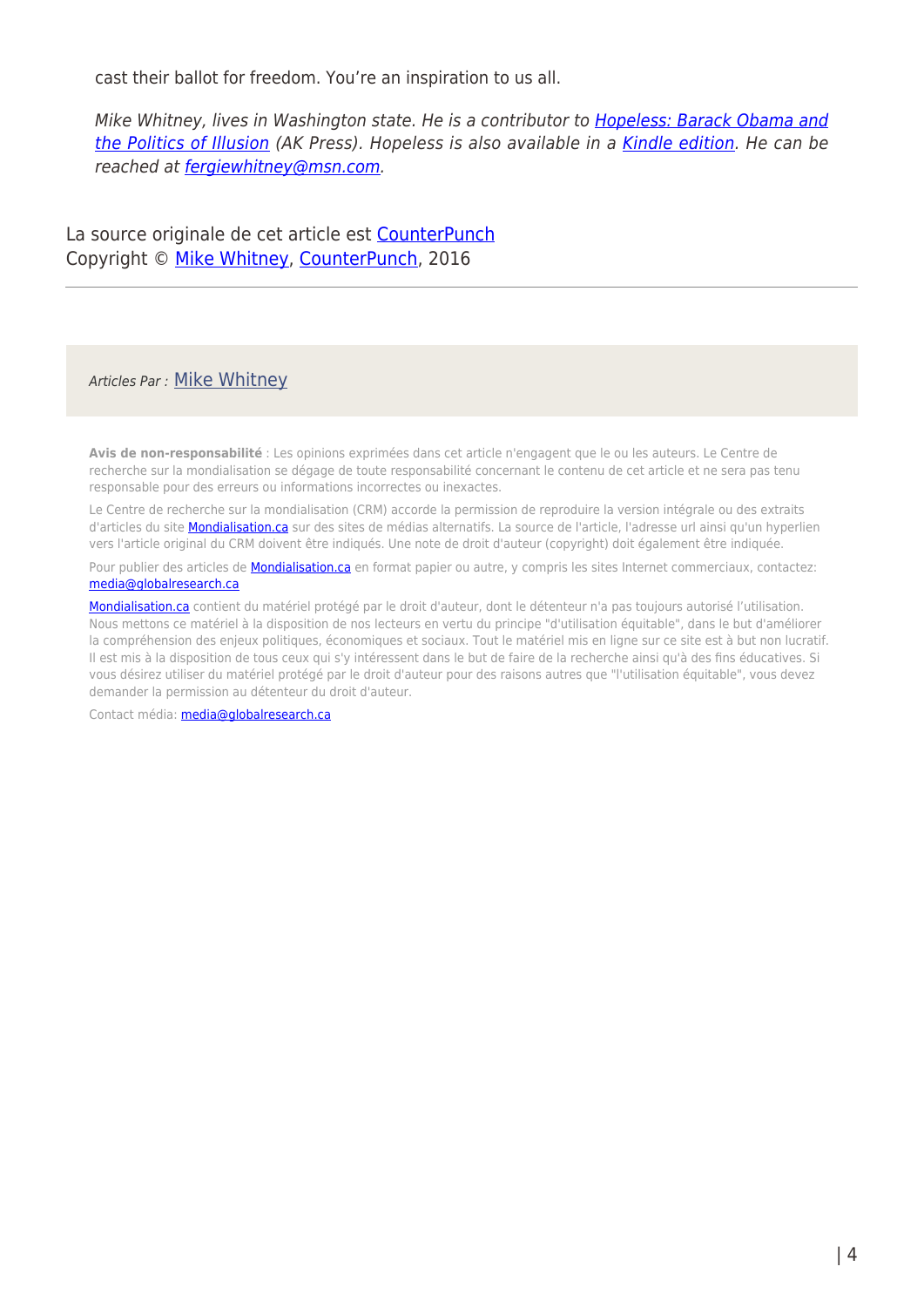cast their ballot for freedom. You're an inspiration to us all.

*Mike Whitney, lives in Washington state. He is a contributor to Hopeless: Barack Obama and the Politics of Illusion (AK Press). Hopeless is also available in a Kindle edition. He can be reached at fergiewhitney@msn.com.*

La source originale de cet article est CounterPunch
Copyright © Mike Whitney, CounterPunch, 2016

---

*Articles Par :* Mike Whitney

**Avis de non-responsabilité** : Les opinions exprimées dans cet article n'engagent que le ou les auteurs. Le Centre de recherche sur la mondialisation se dégage de toute responsabilité concernant le contenu de cet article et ne sera pas tenu responsable pour des erreurs ou informations incorrectes ou inexactes.

Le Centre de recherche sur la mondialisation (CRM) accorde la permission de reproduire la version intégrale ou des extraits d'articles du site Mondialisation.ca sur des sites de médias alternatifs. La source de l'article, l'adresse url ainsi qu'un hyperlien vers l'article original du CRM doivent être indiqués. Une note de droit d'auteur (copyright) doit également être indiquée.

Pour publier des articles de Mondialisation.ca en format papier ou autre, y compris les sites Internet commerciaux, contactez: media@globalresearch.ca

Mondialisation.ca contient du matériel protégé par le droit d'auteur, dont le détenteur n'a pas toujours autorisé l'utilisation. Nous mettons ce matériel à la disposition de nos lecteurs en vertu du principe "d'utilisation équitable", dans le but d'améliorer la compréhension des enjeux politiques, économiques et sociaux. Tout le matériel mis en ligne sur ce site est à but non lucratif. Il est mis à la disposition de tous ceux qui s'y intéressent dans le but de faire de la recherche ainsi qu'à des fins éducatives. Si vous désirez utiliser du matériel protégé par le droit d'auteur pour des raisons autres que "l'utilisation équitable", vous devez demander la permission au détenteur du droit d'auteur.

Contact média: media@globalresearch.ca